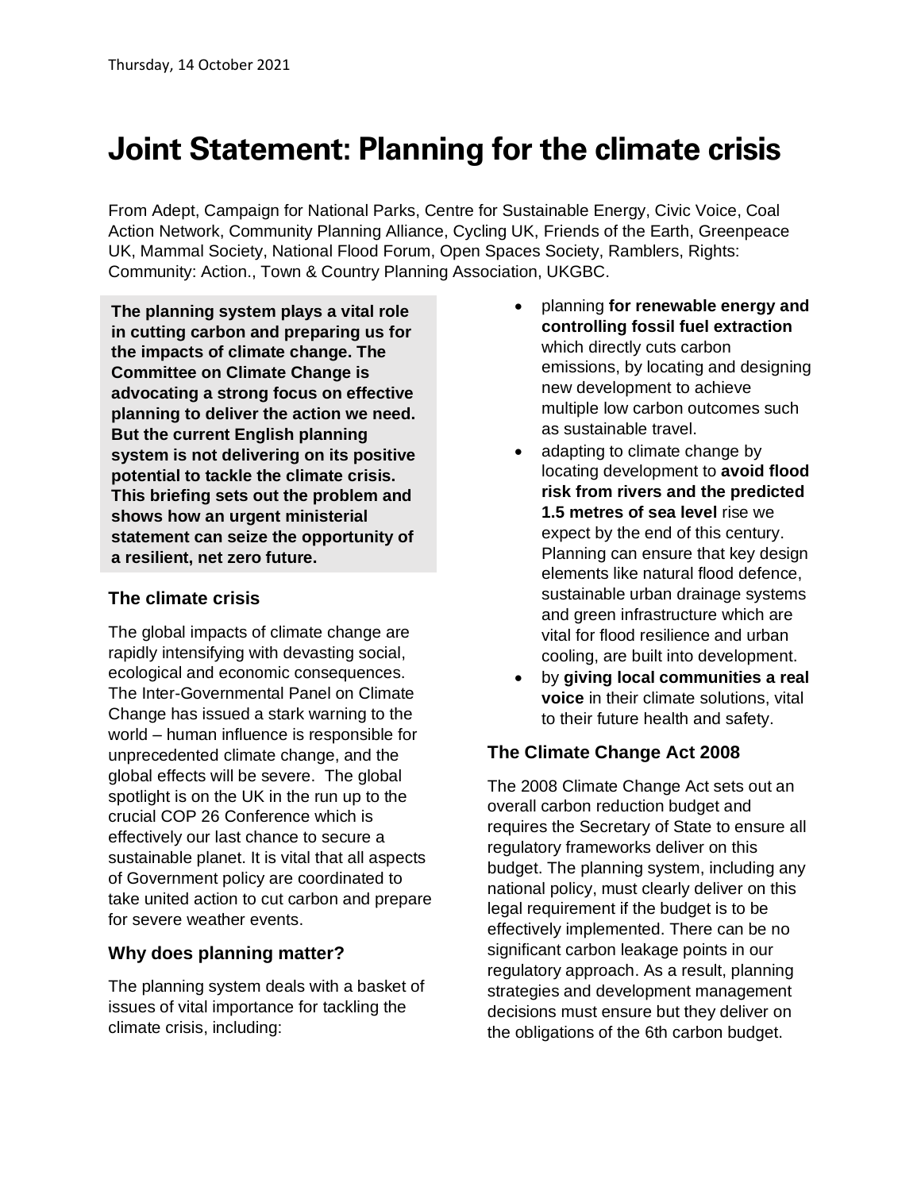Thursday, 14 October 2021

# Joint Statement: Planning for the climate crisis

From Adept, Campaign for National Parks, Centre for Sustainable Energy, Civic Voice, Coal Action Network, Community Planning Alliance, Cycling UK, Friends of the Earth, Greenpeace UK, Mammal Society, National Flood Forum, Open Spaces Society, Ramblers, Rights: Community: Action., Town & Country Planning Association, UKGBC.

**The planning system plays a vital role in cutting carbon and preparing us for the impacts of climate change. The Committee on Climate Change is advocating a strong focus on effective planning to deliver the action we need. But the current English planning system is not delivering on its positive potential to tackle the climate crisis. This briefing sets out the problem and shows how an urgent ministerial statement can seize the opportunity of a resilient, net zero future.**

## The climate crisis

The global impacts of climate change are rapidly intensifying with devasting social, ecological and economic consequences. The Inter-Governmental Panel on Climate Change has issued a stark warning to the world – human influence is responsible for unprecedented climate change, and the global effects will be severe. The global spotlight is on the UK in the run up to the crucial COP 26 Conference which is effectively our last chance to secure a sustainable planet. It is vital that all aspects of Government policy are coordinated to take united action to cut carbon and prepare for severe weather events.

## Why does planning matter?

The planning system deals with a basket of issues of vital importance for tackling the climate crisis, including:

- planning **for renewable energy and controlling fossil fuel extraction** which directly cuts carbon emissions, by locating and designing new development to achieve multiple low carbon outcomes such as sustainable travel.
- adapting to climate change by locating development to **avoid flood risk from rivers and the predicted 1.5 metres of sea level** rise we expect by the end of this century. Planning can ensure that key design elements like natural flood defence, sustainable urban drainage systems and green infrastructure which are vital for flood resilience and urban cooling, are built into development.
- by **giving local communities a real voice** in their climate solutions, vital to their future health and safety.

## The Climate Change Act 2008

The 2008 Climate Change Act sets out an overall carbon reduction budget and requires the Secretary of State to ensure all regulatory frameworks deliver on this budget. The planning system, including any national policy, must clearly deliver on this legal requirement if the budget is to be effectively implemented. There can be no significant carbon leakage points in our regulatory approach. As a result, planning strategies and development management decisions must ensure but they deliver on the obligations of the 6th carbon budget.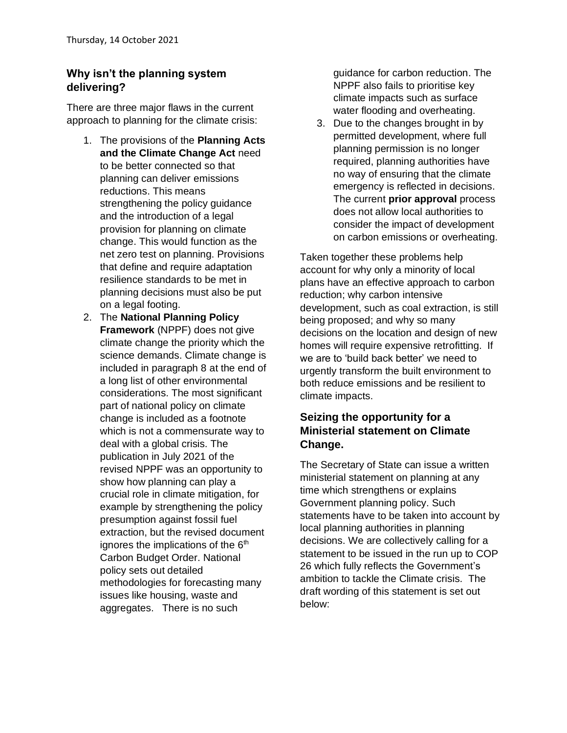Thursday, 14 October 2021

## Why isn't the planning system delivering?

There are three major flaws in the current approach to planning for the climate crisis:

1. The provisions of the **Planning Acts and the Climate Change Act** need to be better connected so that planning can deliver emissions reductions. This means strengthening the policy guidance and the introduction of a legal provision for planning on climate change. This would function as the net zero test on planning. Provisions that define and require adaptation resilience standards to be met in planning decisions must also be put on a legal footing.
2. The **National Planning Policy Framework** (NPPF) does not give climate change the priority which the science demands. Climate change is included in paragraph 8 at the end of a long list of other environmental considerations. The most significant part of national policy on climate change is included as a footnote which is not a commensurate way to deal with a global crisis. The publication in July 2021 of the revised NPPF was an opportunity to show how planning can play a crucial role in climate mitigation, for example by strengthening the policy presumption against fossil fuel extraction, but the revised document ignores the implications of the 6th Carbon Budget Order. National policy sets out detailed methodologies for forecasting many issues like housing, waste and aggregates. There is no such guidance for carbon reduction. The NPPF also fails to prioritise key climate impacts such as surface water flooding and overheating.
3. Due to the changes brought in by permitted development, where full planning permission is no longer required, planning authorities have no way of ensuring that the climate emergency is reflected in decisions. The current **prior approval** process does not allow local authorities to consider the impact of development on carbon emissions or overheating.

Taken together these problems help account for why only a minority of local plans have an effective approach to carbon reduction; why carbon intensive development, such as coal extraction, is still being proposed; and why so many decisions on the location and design of new homes will require expensive retrofitting. If we are to 'build back better' we need to urgently transform the built environment to both reduce emissions and be resilient to climate impacts.

## Seizing the opportunity for a Ministerial statement on Climate Change.

The Secretary of State can issue a written ministerial statement on planning at any time which strengthens or explains Government planning policy. Such statements have to be taken into account by local planning authorities in planning decisions. We are collectively calling for a statement to be issued in the run up to COP 26 which fully reflects the Government's ambition to tackle the Climate crisis. The draft wording of this statement is set out below: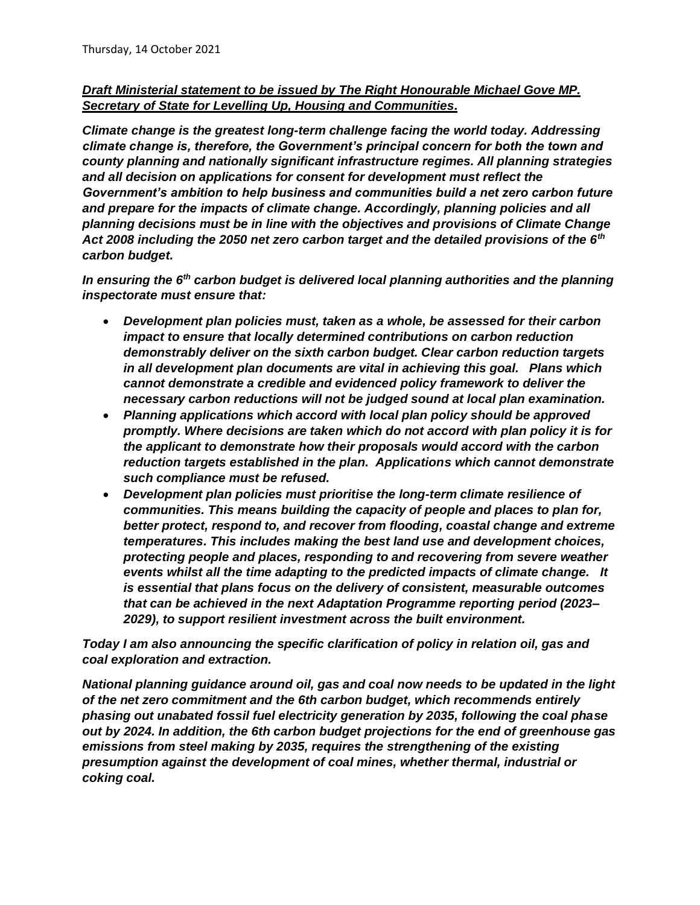Thursday, 14 October 2021

***Draft Ministerial statement to be issued by The Right Honourable Michael Gove MP. Secretary of State for Levelling Up, Housing and Communities.***

***Climate change is the greatest long-term challenge facing the world today. Addressing climate change is, therefore, the Government's principal concern for both the town and county planning and nationally significant infrastructure regimes. All planning strategies and all decision on applications for consent for development must reflect the Government's ambition to help business and communities build a net zero carbon future and prepare for the impacts of climate change. Accordingly, planning policies and all planning decisions must be in line with the objectives and provisions of Climate Change Act 2008 including the 2050 net zero carbon target and the detailed provisions of the 6th carbon budget.***

***In ensuring the 6th carbon budget is delivered local planning authorities and the planning inspectorate must ensure that:***

- ***Development plan policies must, taken as a whole, be assessed for their carbon impact to ensure that locally determined contributions on carbon reduction demonstrably deliver on the sixth carbon budget. Clear carbon reduction targets in all development plan documents are vital in achieving this goal. Plans which cannot demonstrate a credible and evidenced policy framework to deliver the necessary carbon reductions will not be judged sound at local plan examination.***
- ***Planning applications which accord with local plan policy should be approved promptly. Where decisions are taken which do not accord with plan policy it is for the applicant to demonstrate how their proposals would accord with the carbon reduction targets established in the plan. Applications which cannot demonstrate such compliance must be refused.***
- ***Development plan policies must prioritise the long-term climate resilience of communities. This means building the capacity of people and places to plan for, better protect, respond to, and recover from flooding, coastal change and extreme temperatures. This includes making the best land use and development choices, protecting people and places, responding to and recovering from severe weather events whilst all the time adapting to the predicted impacts of climate change. It is essential that plans focus on the delivery of consistent, measurable outcomes that can be achieved in the next Adaptation Programme reporting period (2023–2029), to support resilient investment across the built environment.***

***Today I am also announcing the specific clarification of policy in relation oil, gas and coal exploration and extraction.***

***National planning guidance around oil, gas and coal now needs to be updated in the light of the net zero commitment and the 6th carbon budget, which recommends entirely phasing out unabated fossil fuel electricity generation by 2035, following the coal phase out by 2024. In addition, the 6th carbon budget projections for the end of greenhouse gas emissions from steel making by 2035, requires the strengthening of the existing presumption against the development of coal mines, whether thermal, industrial or coking coal.***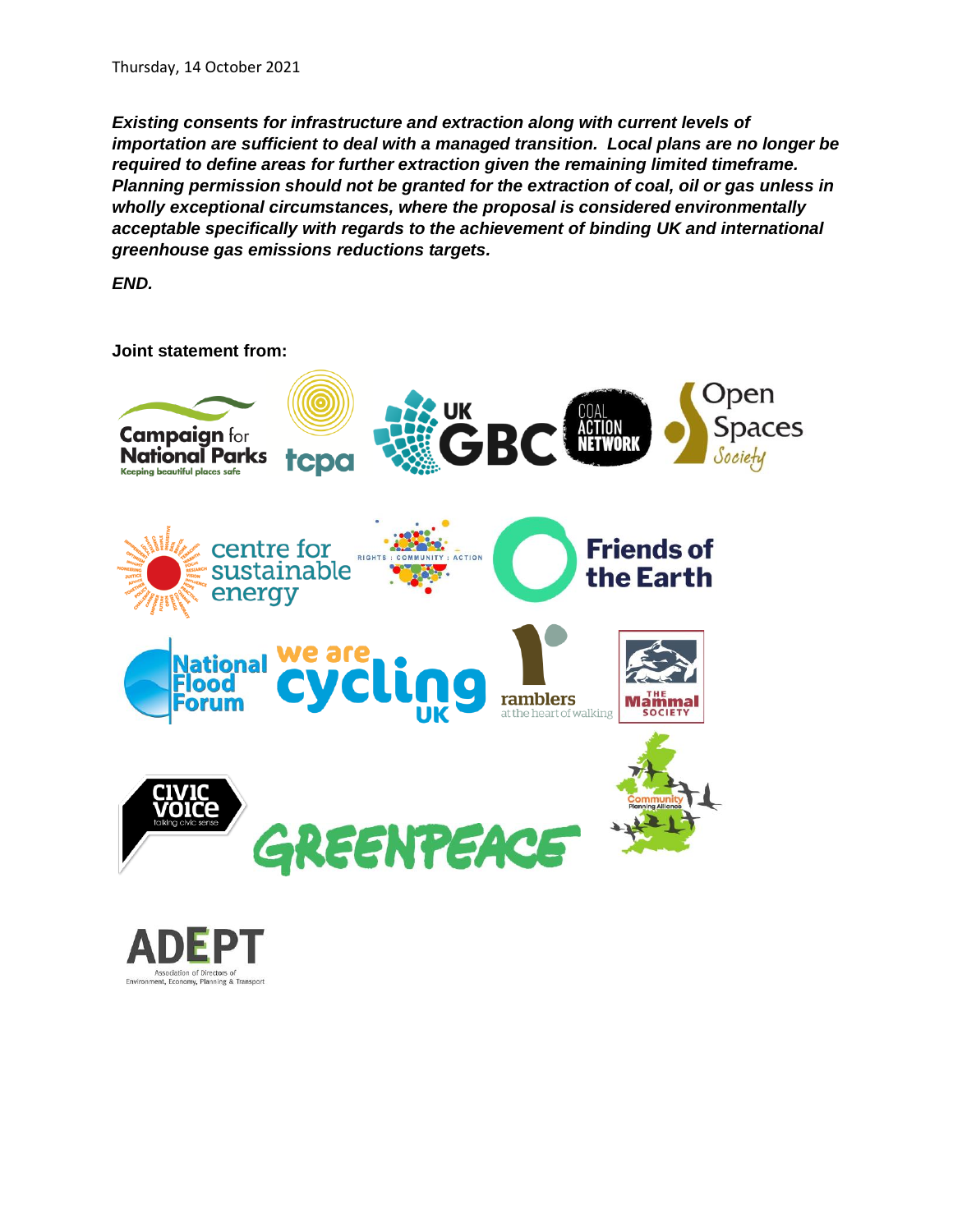Thursday, 14 October 2021

***Existing consents for infrastructure and extraction along with current levels of importation are sufficient to deal with a managed transition. Local plans are no longer be required to define areas for further extraction given the remaining limited timeframe. Planning permission should not be granted for the extraction of coal, oil or gas unless in wholly exceptional circumstances, where the proposal is considered environmentally acceptable specifically with regards to the achievement of binding UK and international greenhouse gas emissions reductions targets.***

***END.***

**Joint statement from:**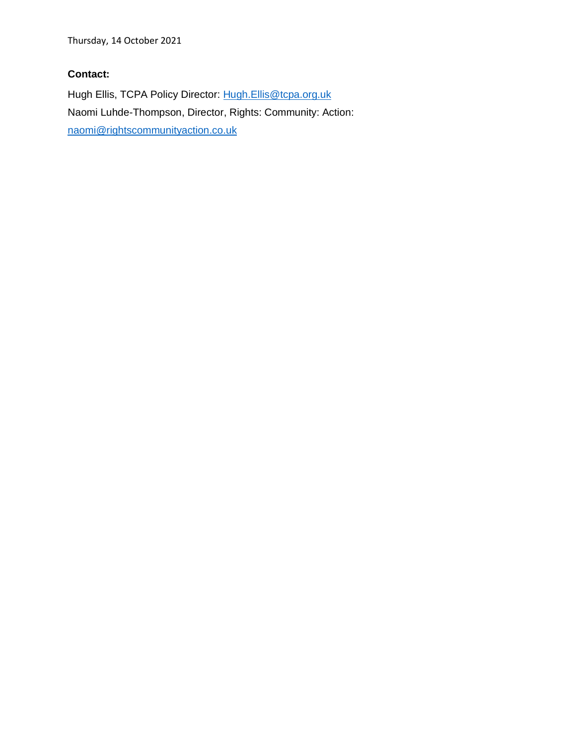Thursday, 14 October 2021

**Contact:**

Hugh Ellis, TCPA Policy Director: Hugh.Ellis@tcpa.org.uk

Naomi Luhde-Thompson, Director, Rights: Community: Action: naomi@rightscommunityaction.co.uk